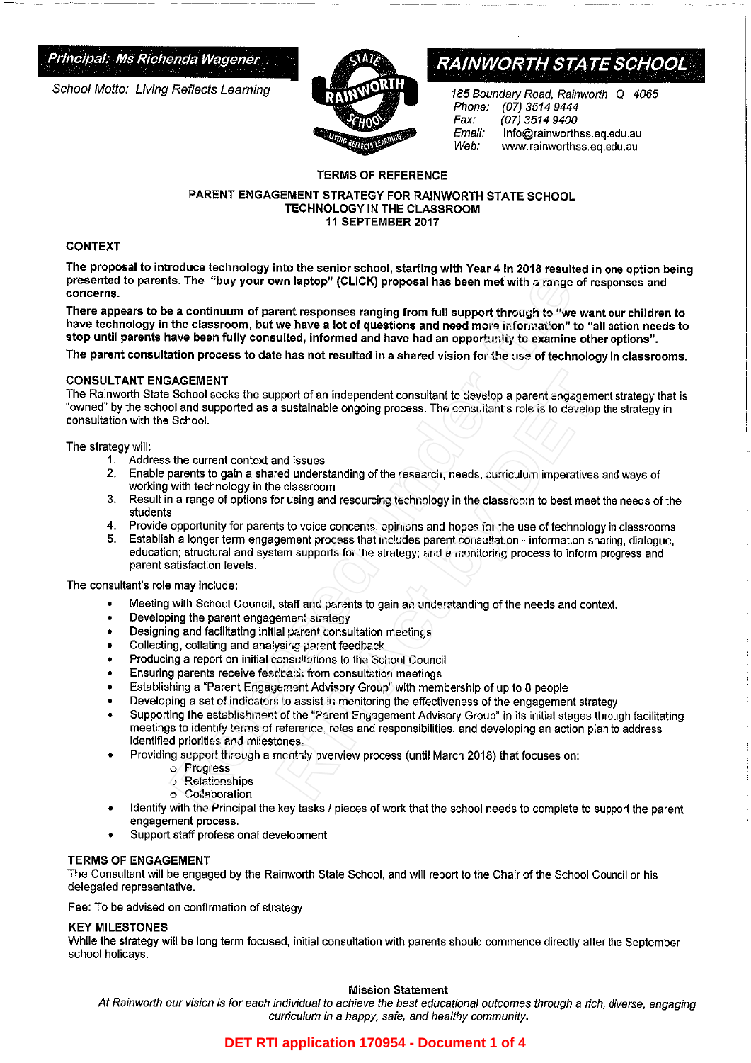*Principal: Ms Richenda Wagener*

*School Motto: Living Reflects Learning*

# RAINWORTH STATE SCHOOL

*185 Boundary Road, Rainworth Q 4065*
*Phone:* *(07) 3514 9444*
*Fax:* *(07) 3514 9400*
*Email:* info@rainworthss.eq.edu.au
*Web:* www.rainworthss.eq.edu.au

**TERMS OF REFERENCE**

**PARENT ENGAGEMENT STRATEGY FOR RAINWORTH STATE SCHOOL**
**TECHNOLOGY IN THE CLASSROOM**
**11 SEPTEMBER 2017**

## CONTEXT

**The proposal to introduce technology into the senior school, starting with Year 4 in 2018 resulted in one option being presented to parents. The "buy your own laptop" (CLICK) proposal has been met with a range of responses and concerns.**

**There appears to be a continuum of parent responses ranging from full support through to "we want our children to have technology in the classroom, but we have a lot of questions and need more information" to "all action needs to stop until parents have been fully consulted, informed and have had an opportunity to examine other options".**

**The parent consultation process to date has not resulted in a shared vision for the use of technology in classrooms.**

## CONSULTANT ENGAGEMENT

The Rainworth State School seeks the support of an independent consultant to develop a parent engagement strategy that is "owned" by the school and supported as a sustainable ongoing process. The consultant's role is to develop the strategy in consultation with the School.

The strategy will:

1. Address the current context and issues
2. Enable parents to gain a shared understanding of the research, needs, curriculum imperatives and ways of working with technology in the classroom
3. Result in a range of options for using and resourcing technology in the classroom to best meet the needs of the students
4. Provide opportunity for parents to voice concerns, opinions and hopes for the use of technology in classrooms
5. Establish a longer term engagement process that includes parent consultation - information sharing, dialogue, education; structural and system supports for the strategy; and a monitoring process to inform progress and parent satisfaction levels.

The consultant's role may include:

- Meeting with School Council, staff and parents to gain an understanding of the needs and context.
- Developing the parent engagement strategy
- Designing and facilitating initial parent consultation meetings
- Collecting, collating and analysing parent feedback
- Producing a report on initial consultations to the School Council
- Ensuring parents receive feedback from consultation meetings
- Establishing a "Parent Engagement Advisory Group" with membership of up to 8 people
- Developing a set of indicators to assist in monitoring the effectiveness of the engagement strategy
- Supporting the establishment of the "Parent Engagement Advisory Group" in its initial stages through facilitating meetings to identify terms of reference, roles and responsibilities, and developing an action plan to address identified priorities and milestones.
- Providing support through a monthly overview process (until March 2018) that focuses on:
  - Progress
  - Relationships
  - Collaboration
- Identify with the Principal the key tasks / pieces of work that the school needs to complete to support the parent engagement process.
- Support staff professional development

## TERMS OF ENGAGEMENT

The Consultant will be engaged by the Rainworth State School, and will report to the Chair of the School Council or his delegated representative.

Fee: To be advised on confirmation of strategy

## KEY MILESTONES

While the strategy will be long term focused, initial consultation with parents should commence directly after the September school holidays.

**Mission Statement**

*At Rainworth our vision is for each individual to achieve the best educational outcomes through a rich, diverse, engaging curriculum in a happy, safe, and healthy community.*

**DET RTI application 170954 - Document 1 of 4**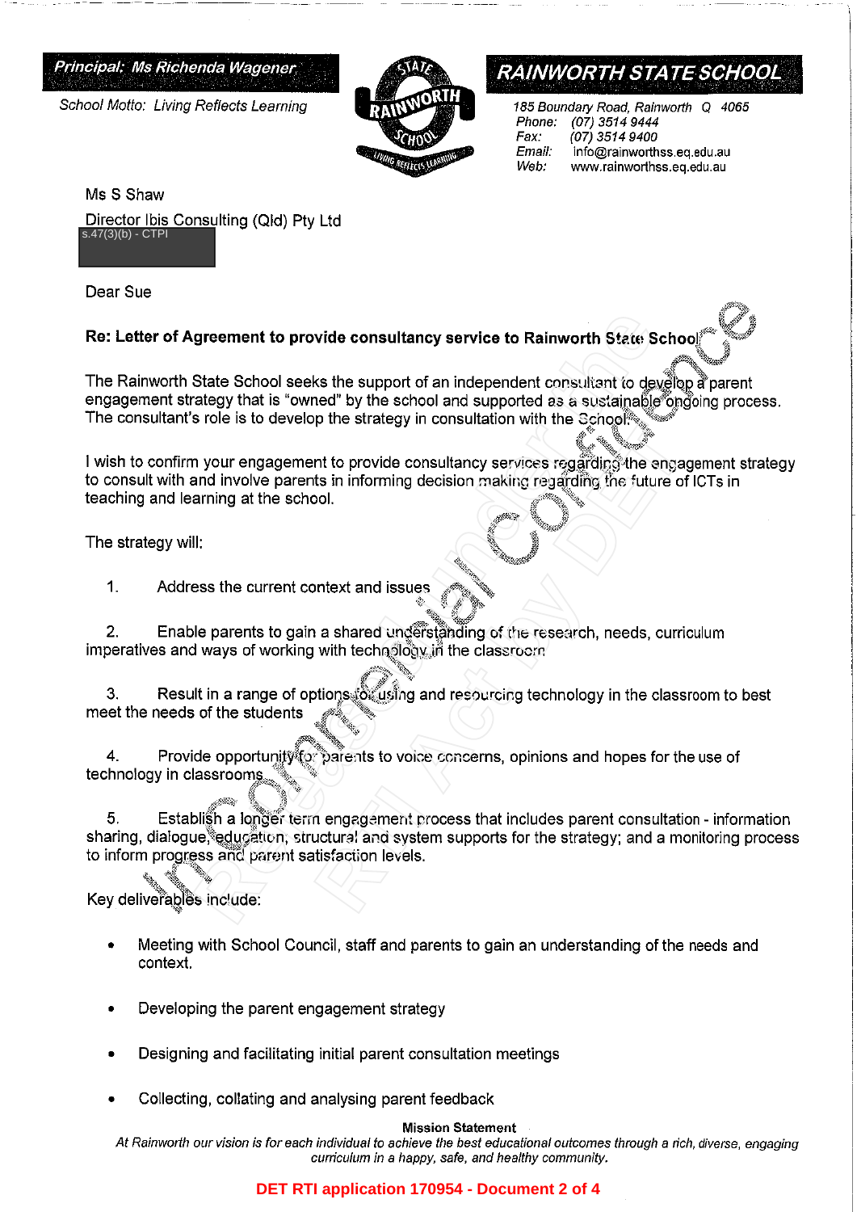Principal: Ms Richenda Wagener

School Motto: Living Reflects Learning

RAINWORTH STATE SCHOOL

185 Boundary Road, Rainworth Q 4065
Phone: (07) 3514 9444
Fax: (07) 3514 9400
Email: info@rainworthss.eq.edu.au
Web: www.rainworthss.eq.edu.au

Ms S Shaw

Director Ibis Consulting (Qld) Pty Ltd
s.47(3)(b) - CTPI

Dear Sue

**Re: Letter of Agreement to provide consultancy service to Rainworth State School**

The Rainworth State School seeks the support of an independent consultant to develop a parent engagement strategy that is "owned" by the school and supported as a sustainable ongoing process. The consultant's role is to develop the strategy in consultation with the School.

I wish to confirm your engagement to provide consultancy services regarding the engagement strategy to consult with and involve parents in informing decision making regarding the future of ICTs in teaching and learning at the school.

The strategy will:

1. Address the current context and issues
2. Enable parents to gain a shared understanding of the research, needs, curriculum imperatives and ways of working with technology in the classroom
3. Result in a range of options for using and resourcing technology in the classroom to best meet the needs of the students
4. Provide opportunity for parents to voice concerns, opinions and hopes for the use of technology in classrooms
5. Establish a longer term engagement process that includes parent consultation - information sharing, dialogue, education, structural and system supports for the strategy; and a monitoring process to inform progress and parent satisfaction levels.

Key deliverables include:

- Meeting with School Council, staff and parents to gain an understanding of the needs and context.
- Developing the parent engagement strategy
- Designing and facilitating initial parent consultation meetings
- Collecting, collating and analysing parent feedback

**Mission Statement**
*At Rainworth our vision is for each individual to achieve the best educational outcomes through a rich, diverse, engaging curriculum in a happy, safe, and healthy community.*

DET RTI application 170954 - Document 2 of 4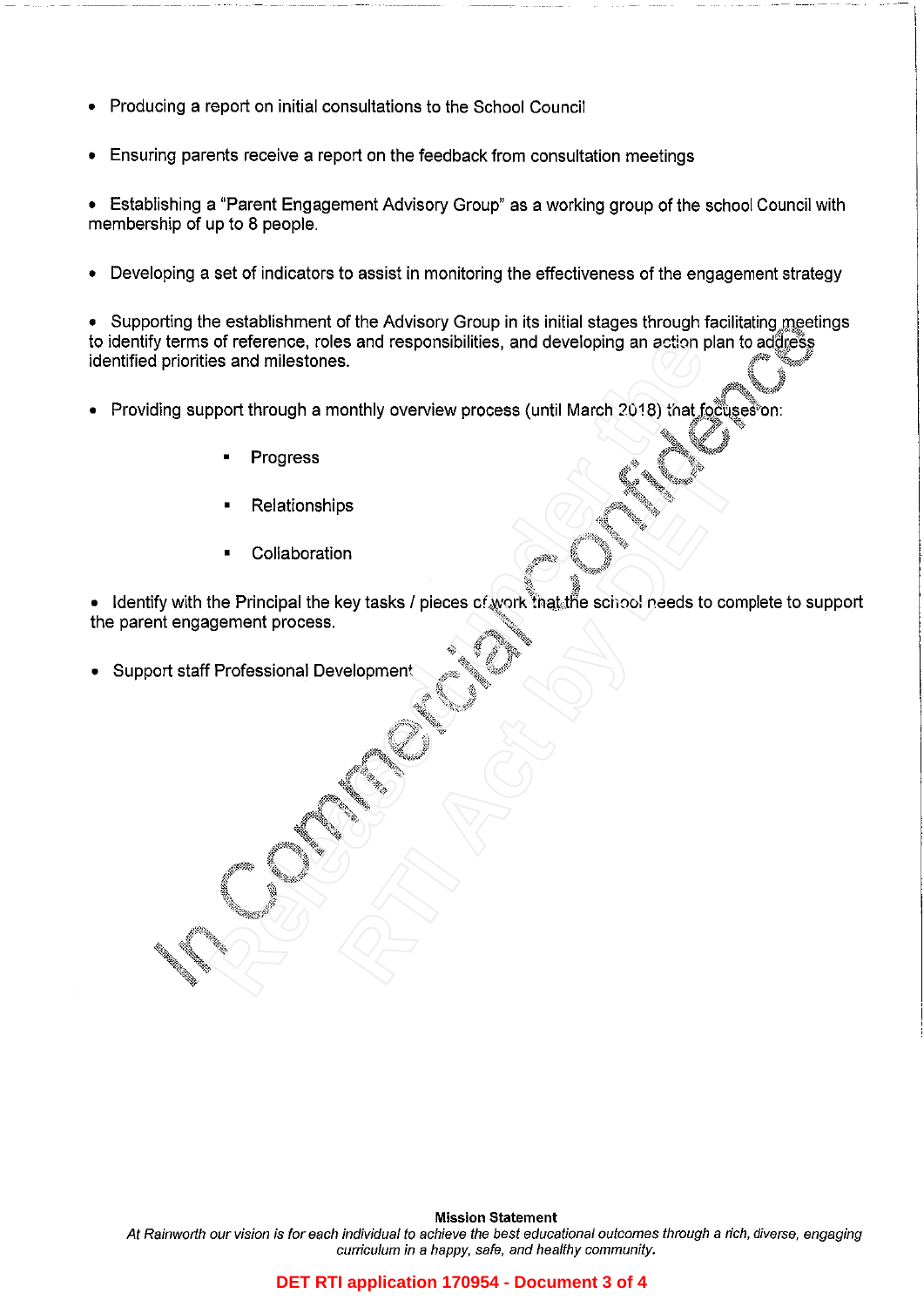- Producing a report on initial consultations to the School Council
- Ensuring parents receive a report on the feedback from consultation meetings
- Establishing a "Parent Engagement Advisory Group" as a working group of the school Council with membership of up to 8 people.
- Developing a set of indicators to assist in monitoring the effectiveness of the engagement strategy
- Supporting the establishment of the Advisory Group in its initial stages through facilitating meetings to identify terms of reference, roles and responsibilities, and developing an action plan to address identified priorities and milestones.
- Providing support through a monthly overview process (until March 2018) that focuses on:
  - Progress
  - Relationships
  - Collaboration
- Identify with the Principal the key tasks / pieces of work that the school needs to complete to support the parent engagement process.
- Support staff Professional Development

In Commercial Confidence

Released under the RTI Act by DET

**Mission Statement**

*At Rainworth our vision is for each individual to achieve the best educational outcomes through a rich, diverse, engaging curriculum in a happy, safe, and healthy community.*

DET RTI application 170954 - Document 3 of 4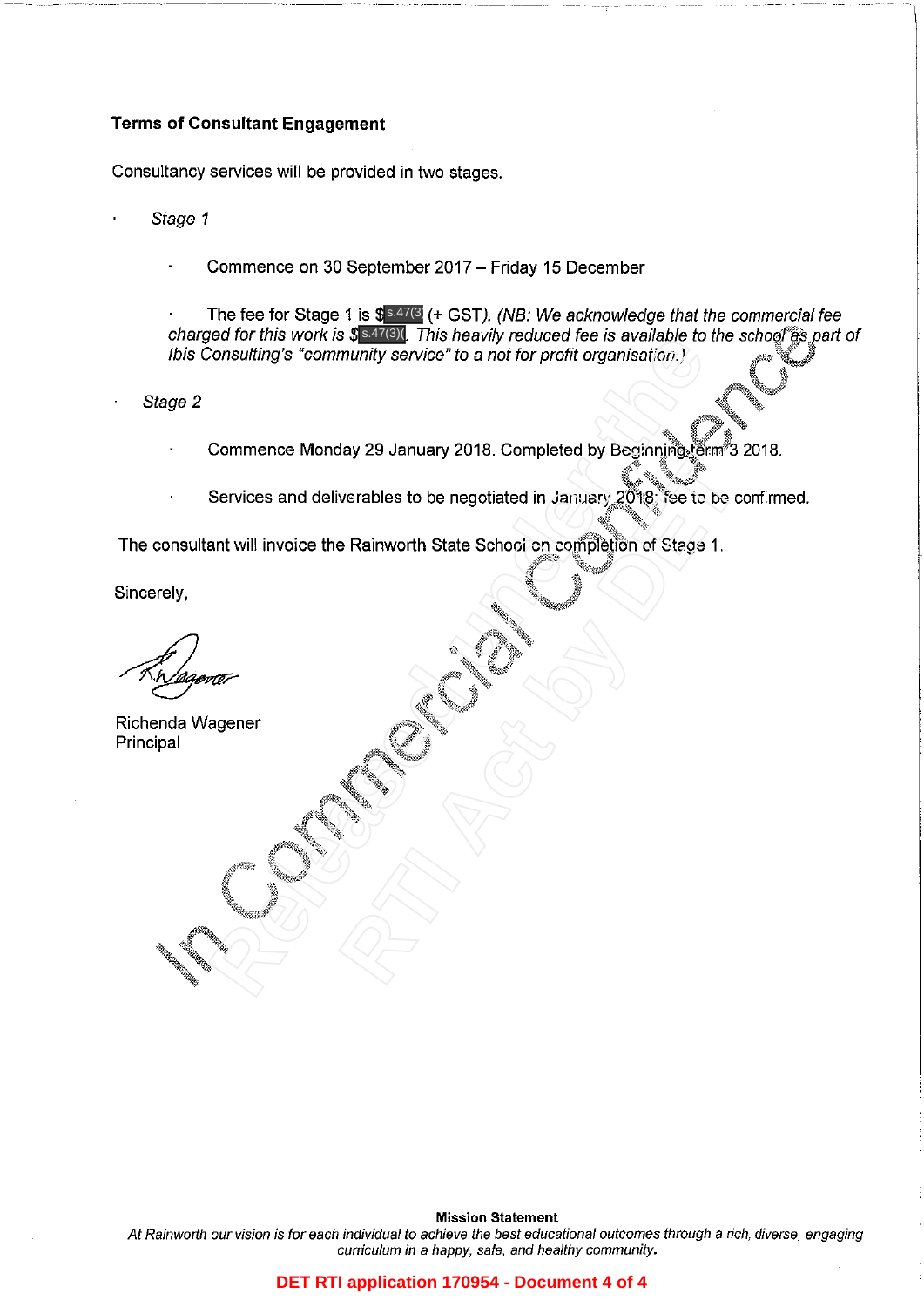**Terms of Consultant Engagement**

Consultancy services will be provided in two stages.

- *Stage 1*
  - Commence on 30 September 2017 – Friday 15 December
  - The fee for Stage 1 is $s.47(3) (+ GST). *(NB: We acknowledge that the commercial fee charged for this work is $s.47(3). This heavily reduced fee is available to the school as part of Ibis Consulting's "community service" to a not for profit organisation.)*
- *Stage 2*
  - Commence Monday 29 January 2018. Completed by Beginning Term 3 2018.
  - Services and deliverables to be negotiated in January 2018; fee to be confirmed.

The consultant will invoice the Rainworth State School on completion of Stage 1.

Sincerely,

Richenda Wagener
Principal

**Mission Statement**

*At Rainworth our vision is for each individual to achieve the best educational outcomes through a rich, diverse, engaging curriculum in a happy, safe, and healthy community.*

DET RTI application 170954 - Document 4 of 4